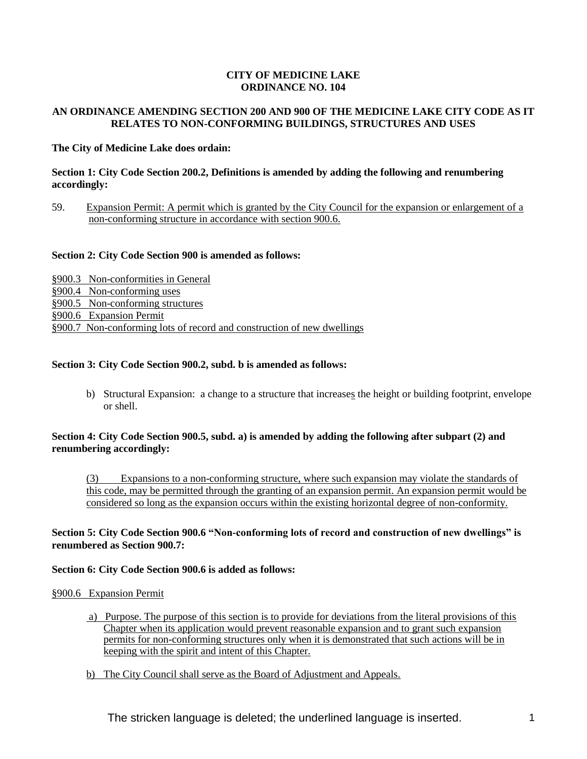**CITY OF MEDICINE LAKE**
**ORDINANCE NO. 104**

**AN ORDINANCE AMENDING SECTION 200 AND 900 OF THE MEDICINE LAKE CITY CODE AS IT RELATES TO NON-CONFORMING BUILDINGS, STRUCTURES AND USES**

**The City of Medicine Lake does ordain:**

**Section 1: City Code Section 200.2, Definitions is amended by adding the following and renumbering accordingly:**

59. Expansion Permit: A permit which is granted by the City Council for the expansion or enlargement of a non-conforming structure in accordance with section 900.6.

**Section 2: City Code Section 900 is amended as follows:**

§900.3 Non-conformities in General
§900.4 Non-conforming uses
§900.5 Non-conforming structures
§900.6 Expansion Permit
§900.7 Non-conforming lots of record and construction of new dwellings

**Section 3: City Code Section 900.2, subd. b is amended as follows:**

b) Structural Expansion: a change to a structure that increases the height or building footprint, envelope or shell.

**Section 4: City Code Section 900.5, subd. a) is amended by adding the following after subpart (2) and renumbering accordingly:**

(3) Expansions to a non-conforming structure, where such expansion may violate the standards of this code, may be permitted through the granting of an expansion permit. An expansion permit would be considered so long as the expansion occurs within the existing horizontal degree of non-conformity.

**Section 5: City Code Section 900.6 "Non-conforming lots of record and construction of new dwellings" is renumbered as Section 900.7:**

**Section 6: City Code Section 900.6 is added as follows:**

§900.6 Expansion Permit

a) Purpose. The purpose of this section is to provide for deviations from the literal provisions of this Chapter when its application would prevent reasonable expansion and to grant such expansion permits for non-conforming structures only when it is demonstrated that such actions will be in keeping with the spirit and intent of this Chapter.

b) The City Council shall serve as the Board of Adjustment and Appeals.

The stricken language is deleted; the underlined language is inserted.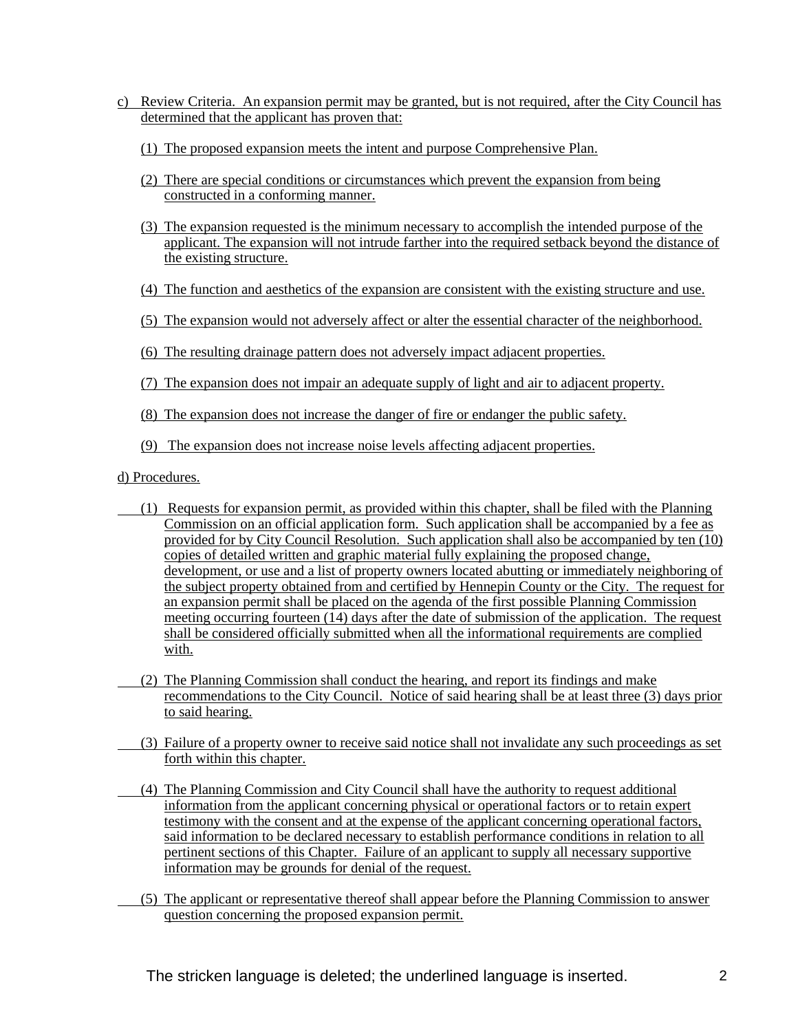c) Review Criteria. An expansion permit may be granted, but is not required, after the City Council has determined that the applicant has proven that:

(1) The proposed expansion meets the intent and purpose Comprehensive Plan.

(2) There are special conditions or circumstances which prevent the expansion from being constructed in a conforming manner.

(3) The expansion requested is the minimum necessary to accomplish the intended purpose of the applicant. The expansion will not intrude farther into the required setback beyond the distance of the existing structure.

(4) The function and aesthetics of the expansion are consistent with the existing structure and use.

(5) The expansion would not adversely affect or alter the essential character of the neighborhood.

(6) The resulting drainage pattern does not adversely impact adjacent properties.

(7) The expansion does not impair an adequate supply of light and air to adjacent property.

(8) The expansion does not increase the danger of fire or endanger the public safety.

(9) The expansion does not increase noise levels affecting adjacent properties.

d) Procedures.

(1) Requests for expansion permit, as provided within this chapter, shall be filed with the Planning Commission on an official application form. Such application shall be accompanied by a fee as provided for by City Council Resolution. Such application shall also be accompanied by ten (10) copies of detailed written and graphic material fully explaining the proposed change, development, or use and a list of property owners located abutting or immediately neighboring of the subject property obtained from and certified by Hennepin County or the City. The request for an expansion permit shall be placed on the agenda of the first possible Planning Commission meeting occurring fourteen (14) days after the date of submission of the application. The request shall be considered officially submitted when all the informational requirements are complied with.

(2) The Planning Commission shall conduct the hearing, and report its findings and make recommendations to the City Council. Notice of said hearing shall be at least three (3) days prior to said hearing.

(3) Failure of a property owner to receive said notice shall not invalidate any such proceedings as set forth within this chapter.

(4) The Planning Commission and City Council shall have the authority to request additional information from the applicant concerning physical or operational factors or to retain expert testimony with the consent and at the expense of the applicant concerning operational factors, said information to be declared necessary to establish performance conditions in relation to all pertinent sections of this Chapter. Failure of an applicant to supply all necessary supportive information may be grounds for denial of the request.

(5) The applicant or representative thereof shall appear before the Planning Commission to answer question concerning the proposed expansion permit.

The stricken language is deleted; the underlined language is inserted.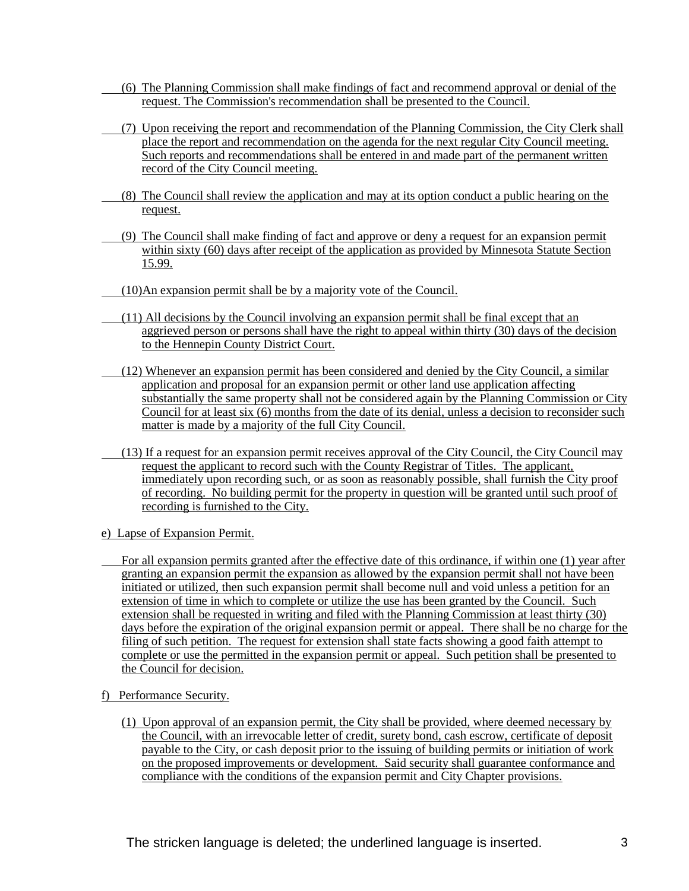(6) The Planning Commission shall make findings of fact and recommend approval or denial of the request. The Commission's recommendation shall be presented to the Council.

(7) Upon receiving the report and recommendation of the Planning Commission, the City Clerk shall place the report and recommendation on the agenda for the next regular City Council meeting. Such reports and recommendations shall be entered in and made part of the permanent written record of the City Council meeting.

(8) The Council shall review the application and may at its option conduct a public hearing on the request.

(9) The Council shall make finding of fact and approve or deny a request for an expansion permit within sixty (60) days after receipt of the application as provided by Minnesota Statute Section 15.99.

(10) An expansion permit shall be by a majority vote of the Council.

(11) All decisions by the Council involving an expansion permit shall be final except that an aggrieved person or persons shall have the right to appeal within thirty (30) days of the decision to the Hennepin County District Court.

(12) Whenever an expansion permit has been considered and denied by the City Council, a similar application and proposal for an expansion permit or other land use application affecting substantially the same property shall not be considered again by the Planning Commission or City Council for at least six (6) months from the date of its denial, unless a decision to reconsider such matter is made by a majority of the full City Council.

(13) If a request for an expansion permit receives approval of the City Council, the City Council may request the applicant to record such with the County Registrar of Titles. The applicant, immediately upon recording such, or as soon as reasonably possible, shall furnish the City proof of recording. No building permit for the property in question will be granted until such proof of recording is furnished to the City.

e) Lapse of Expansion Permit.

For all expansion permits granted after the effective date of this ordinance, if within one (1) year after granting an expansion permit the expansion as allowed by the expansion permit shall not have been initiated or utilized, then such expansion permit shall become null and void unless a petition for an extension of time in which to complete or utilize the use has been granted by the Council. Such extension shall be requested in writing and filed with the Planning Commission at least thirty (30) days before the expiration of the original expansion permit or appeal. There shall be no charge for the filing of such petition. The request for extension shall state facts showing a good faith attempt to complete or use the permitted in the expansion permit or appeal. Such petition shall be presented to the Council for decision.

f) Performance Security.

(1) Upon approval of an expansion permit, the City shall be provided, where deemed necessary by the Council, with an irrevocable letter of credit, surety bond, cash escrow, certificate of deposit payable to the City, or cash deposit prior to the issuing of building permits or initiation of work on the proposed improvements or development. Said security shall guarantee conformance and compliance with the conditions of the expansion permit and City Chapter provisions.

The stricken language is deleted; the underlined language is inserted.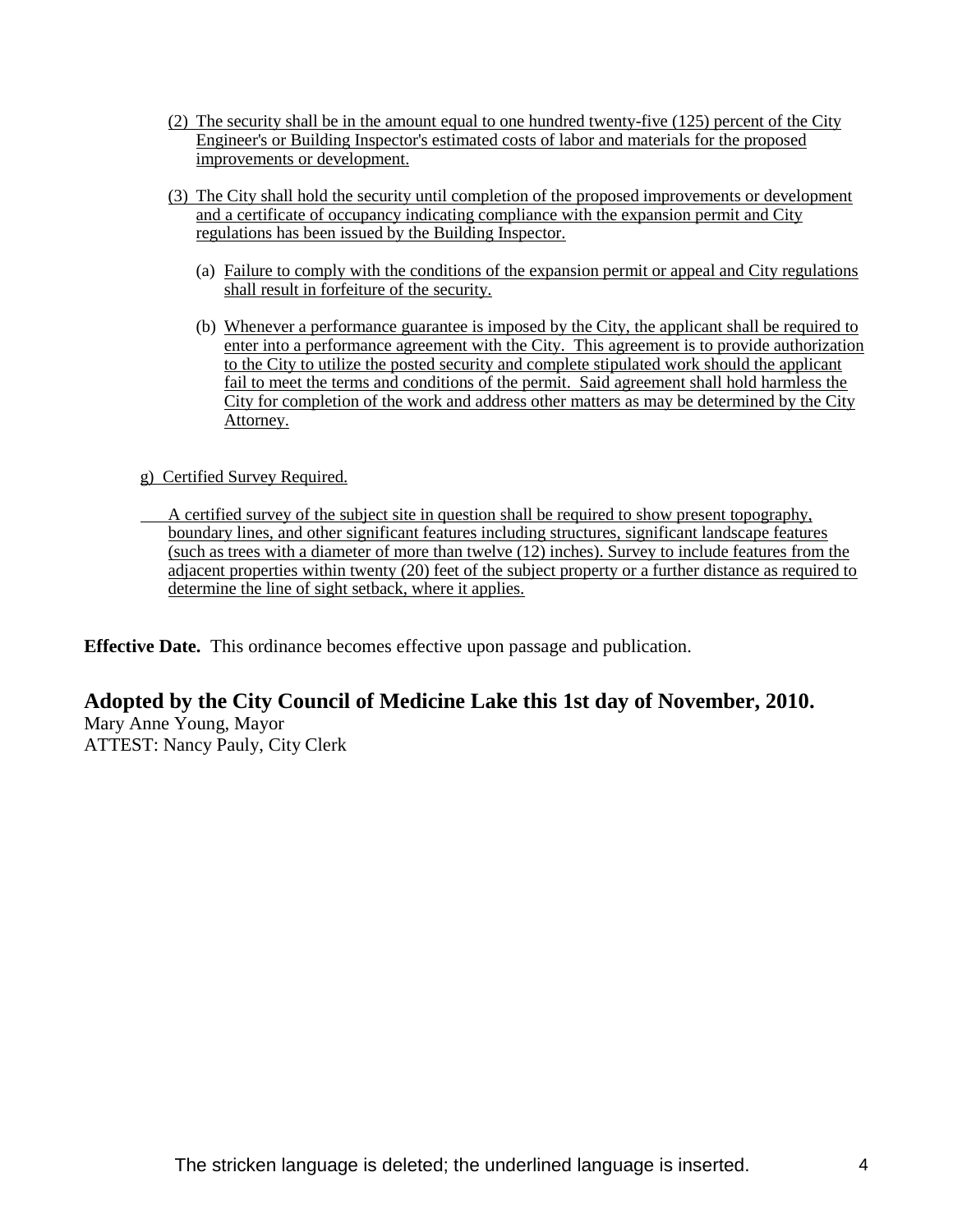(2) The security shall be in the amount equal to one hundred twenty-five (125) percent of the City Engineer's or Building Inspector's estimated costs of labor and materials for the proposed improvements or development.

(3) The City shall hold the security until completion of the proposed improvements or development and a certificate of occupancy indicating compliance with the expansion permit and City regulations has been issued by the Building Inspector.

(a) Failure to comply with the conditions of the expansion permit or appeal and City regulations shall result in forfeiture of the security.

(b) Whenever a performance guarantee is imposed by the City, the applicant shall be required to enter into a performance agreement with the City. This agreement is to provide authorization to the City to utilize the posted security and complete stipulated work should the applicant fail to meet the terms and conditions of the permit. Said agreement shall hold harmless the City for completion of the work and address other matters as may be determined by the City Attorney.

g) Certified Survey Required.

A certified survey of the subject site in question shall be required to show present topography, boundary lines, and other significant features including structures, significant landscape features (such as trees with a diameter of more than twelve (12) inches). Survey to include features from the adjacent properties within twenty (20) feet of the subject property or a further distance as required to determine the line of sight setback, where it applies.

**Effective Date.** This ordinance becomes effective upon passage and publication.

## Adopted by the City Council of Medicine Lake this 1st day of November, 2010.

Mary Anne Young, Mayor
ATTEST: Nancy Pauly, City Clerk

The stricken language is deleted; the underlined language is inserted.